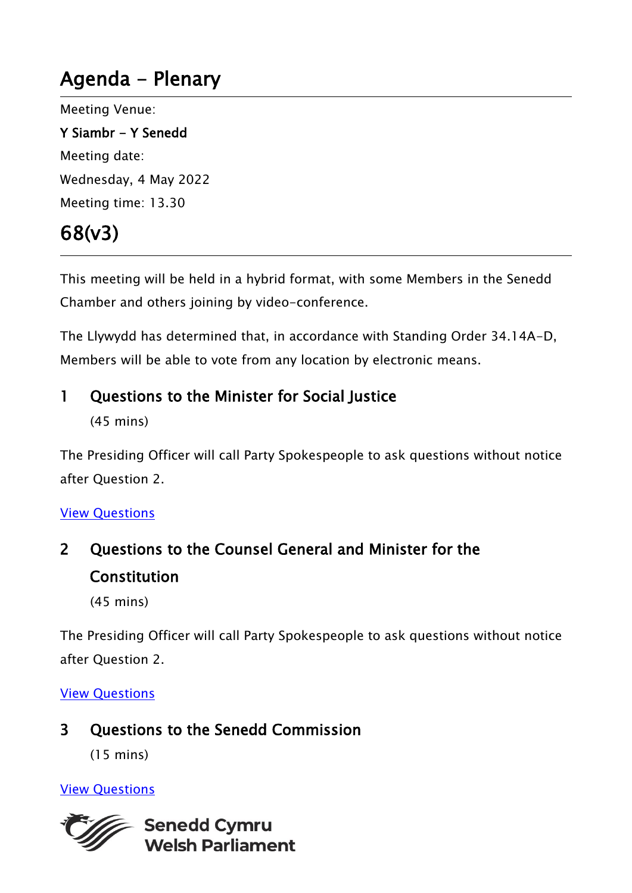# Agenda - Plenary

Meeting Venue:

**Y Siambr - Y Senedd**

Meeting date:

Wednesday, 4 May 2022

Meeting time: 13.30

# 68(v3)

This meeting will be held in a hybrid format, with some Members in the Senedd Chamber and others joining by video-conference.

The Llywydd has determined that, in accordance with Standing Order 34.14A-D, Members will be able to vote from any location by electronic means.

## 1 Questions to the Minister for Social Justice

(45 mins)

The Presiding Officer will call Party Spokespeople to ask questions without notice after Question 2.

View Questions

## 2 Questions to the Counsel General and Minister for the Constitution

(45 mins)

The Presiding Officer will call Party Spokespeople to ask questions without notice after Question 2.

View Questions

## 3 Questions to the Senedd Commission

(15 mins)

View Questions

Senedd Cymru
Welsh Parliament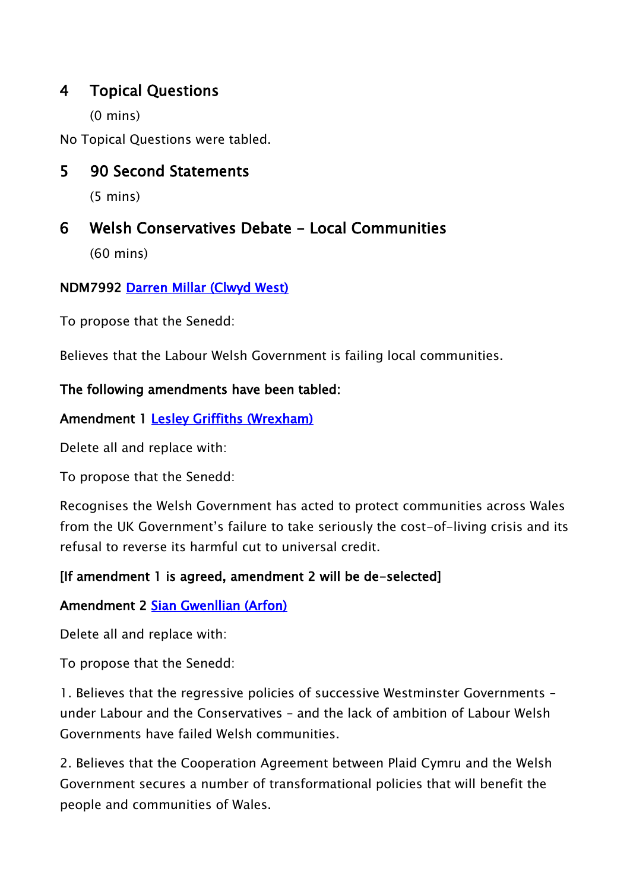## 4 Topical Questions

(0 mins)

No Topical Questions were tabled.

## 5 90 Second Statements

(5 mins)

## 6 Welsh Conservatives Debate - Local Communities

(60 mins)

**NDM7992 Darren Millar (Clwyd West)**

To propose that the Senedd:

Believes that the Labour Welsh Government is failing local communities.

**The following amendments have been tabled:**

**Amendment 1 Lesley Griffiths (Wrexham)**

Delete all and replace with:

To propose that the Senedd:

Recognises the Welsh Government has acted to protect communities across Wales from the UK Government's failure to take seriously the cost-of-living crisis and its refusal to reverse its harmful cut to universal credit.

**[If amendment 1 is agreed, amendment 2 will be de-selected]**

**Amendment 2 Sian Gwenllian (Arfon)**

Delete all and replace with:

To propose that the Senedd:

1. Believes that the regressive policies of successive Westminster Governments – under Labour and the Conservatives – and the lack of ambition of Labour Welsh Governments have failed Welsh communities.

2. Believes that the Cooperation Agreement between Plaid Cymru and the Welsh Government secures a number of transformational policies that will benefit the people and communities of Wales.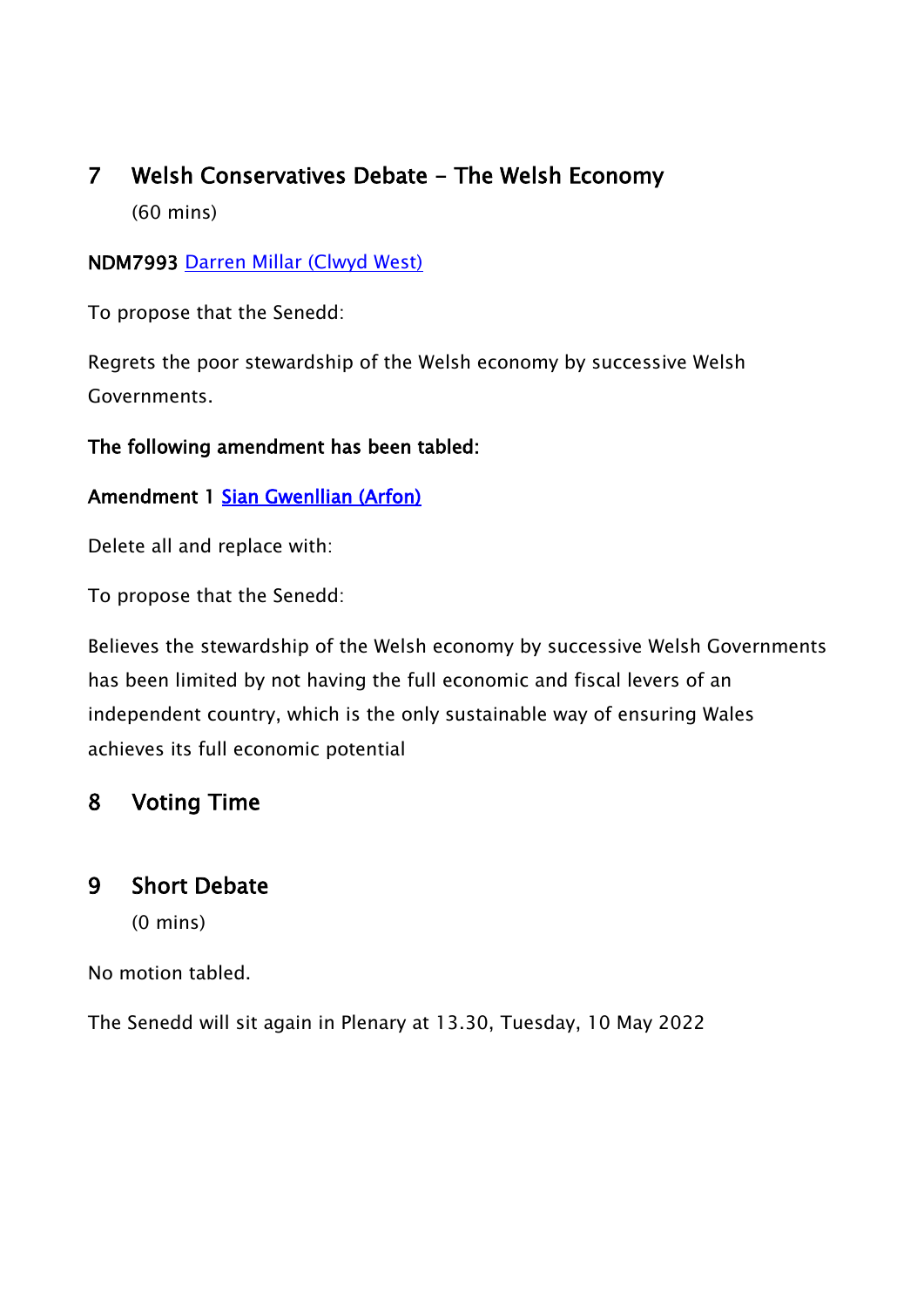## 7 Welsh Conservatives Debate - The Welsh Economy

(60 mins)

**NDM7993** Darren Millar (Clwyd West)

To propose that the Senedd:

Regrets the poor stewardship of the Welsh economy by successive Welsh Governments.

**The following amendment has been tabled:**

**Amendment 1** Sian Gwenllian (Arfon)

Delete all and replace with:

To propose that the Senedd:

Believes the stewardship of the Welsh economy by successive Welsh Governments has been limited by not having the full economic and fiscal levers of an independent country, which is the only sustainable way of ensuring Wales achieves its full economic potential

## 8 Voting Time

## 9 Short Debate

(0 mins)

No motion tabled.

The Senedd will sit again in Plenary at 13.30, Tuesday, 10 May 2022